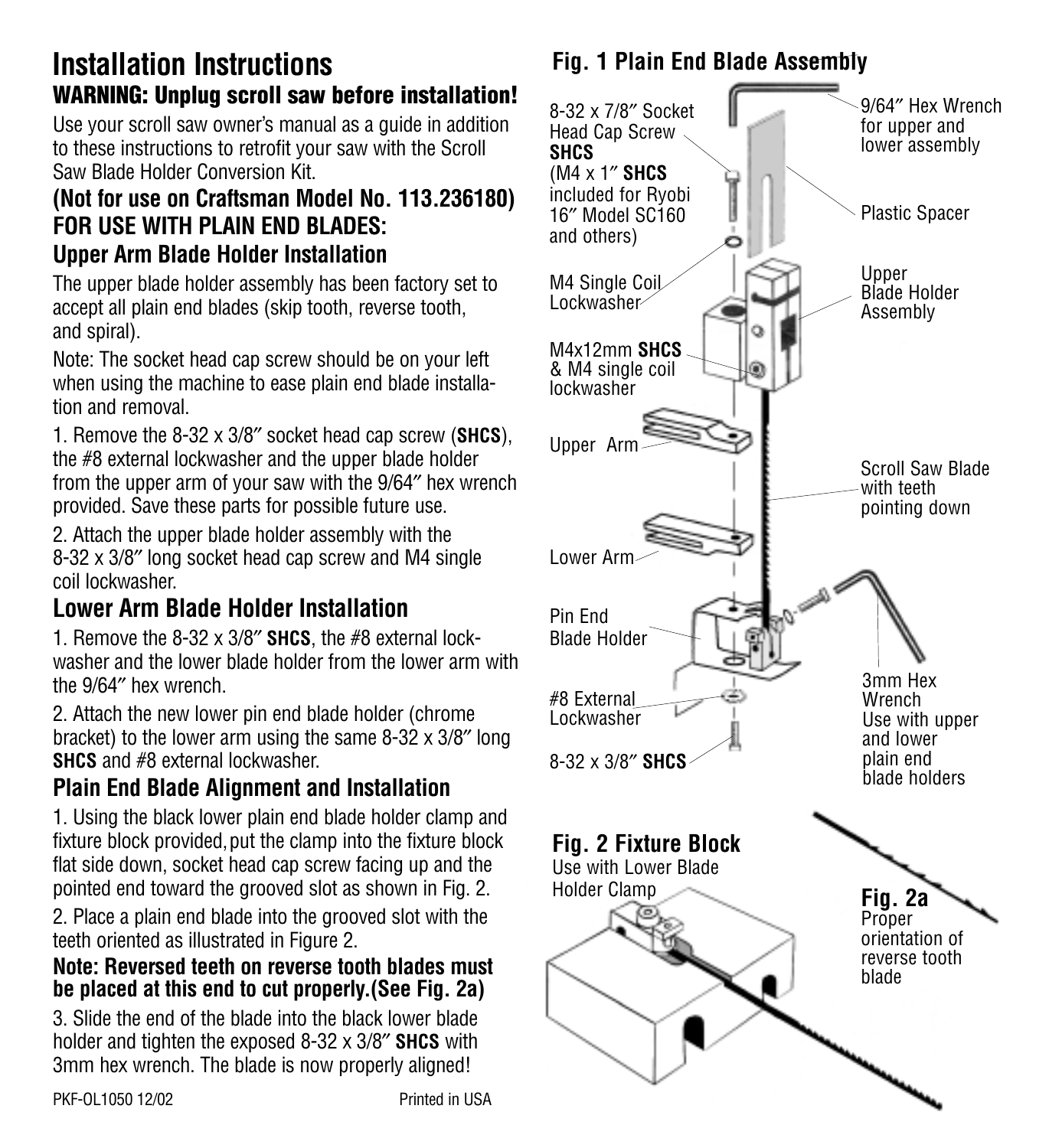# Installation Instructions

## WARNING: Unplug scroll saw before installation!

Use your scroll saw owner's manual as a guide in addition to these instructions to retrofit your saw with the Scroll Saw Blade Holder Conversion Kit.

### (Not for use on Craftsman Model No. 113.236180)
### FOR USE WITH PLAIN END BLADES:
### Upper Arm Blade Holder Installation

The upper blade holder assembly has been factory set to accept all plain end blades (skip tooth, reverse tooth, and spiral).

Note: The socket head cap screw should be on your left when using the machine to ease plain end blade installation and removal.

1. Remove the 8-32 x 3/8″ socket head cap screw (**SHCS**), the #8 external lockwasher and the upper blade holder from the upper arm of your saw with the 9/64″ hex wrench provided. Save these parts for possible future use.

2. Attach the upper blade holder assembly with the 8-32 x 3/8″ long socket head cap screw and M4 single coil lockwasher.

### Lower Arm Blade Holder Installation

1. Remove the 8-32 x 3/8″ **SHCS**, the #8 external lockwasher and the lower blade holder from the lower arm with the 9/64″ hex wrench.

2. Attach the new lower pin end blade holder (chrome bracket) to the lower arm using the same 8-32 x 3/8″ long **SHCS** and #8 external lockwasher.

### Plain End Blade Alignment and Installation

1. Using the black lower plain end blade holder clamp and fixture block provided, put the clamp into the fixture block flat side down, socket head cap screw facing up and the pointed end toward the grooved slot as shown in Fig. 2.

2. Place a plain end blade into the grooved slot with the teeth oriented as illustrated in Figure 2.

**Note: Reversed teeth on reverse tooth blades must be placed at this end to cut properly.(See Fig. 2a)**

3. Slide the end of the blade into the black lower blade holder and tighten the exposed 8-32 x 3/8″ **SHCS** with 3mm hex wrench. The blade is now properly aligned!

PKF-OL1050 12/02 Printed in USA

## Fig. 1 Plain End Blade Assembly

8-32 x 7/8″ Socket Head Cap Screw **SHCS** (M4 x 1″ **SHCS** included for Ryobi 16″ Model SC160 and others)

9/64″ Hex Wrench for upper and lower assembly

Plastic Spacer

M4 Single Coil Lockwasher

Upper Blade Holder Assembly

M4x12mm **SHCS** & M4 single coil lockwasher

Upper Arm

Scroll Saw Blade with teeth pointing down

Lower Arm

Pin End Blade Holder

#8 External Lockwasher

8-32 x 3/8″ **SHCS**

3mm Hex Wrench Use with upper and lower plain end blade holders

## Fig. 2 Fixture Block

Use with Lower Blade Holder Clamp

**Fig. 2a** Proper orientation of reverse tooth blade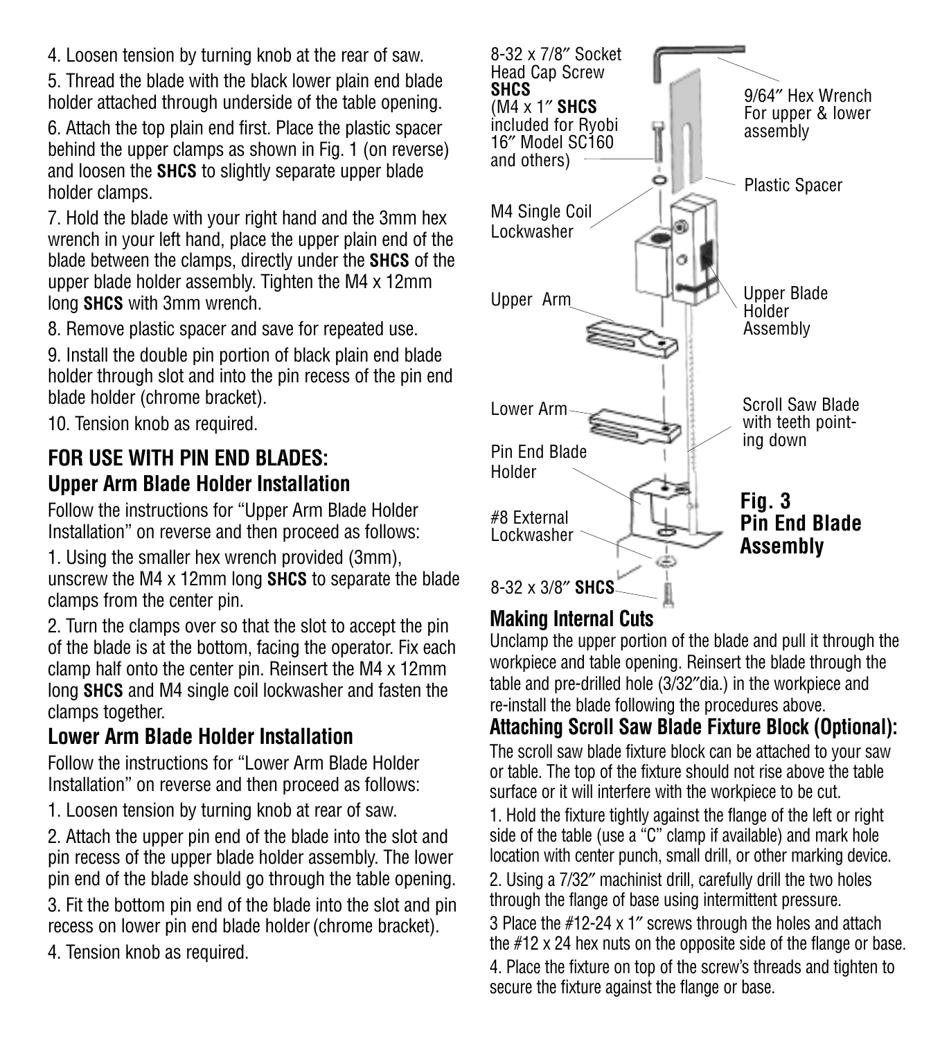4. Loosen tension by turning knob at the rear of saw.

5. Thread the blade with the black lower plain end blade holder attached through underside of the table opening.

6. Attach the top plain end first. Place the plastic spacer behind the upper clamps as shown in Fig. 1 (on reverse) and loosen the **SHCS** to slightly separate upper blade holder clamps.

7. Hold the blade with your right hand and the 3mm hex wrench in your left hand, place the upper plain end of the blade between the clamps, directly under the **SHCS** of the upper blade holder assembly. Tighten the M4 x 12mm long **SHCS** with 3mm wrench.

8. Remove plastic spacer and save for repeated use.

9. Install the double pin portion of black plain end blade holder through slot and into the pin recess of the pin end blade holder (chrome bracket).

10. Tension knob as required.

## FOR USE WITH PIN END BLADES:

### Upper Arm Blade Holder Installation

Follow the instructions for "Upper Arm Blade Holder Installation" on reverse and then proceed as follows:

1. Using the smaller hex wrench provided (3mm), unscrew the M4 x 12mm long **SHCS** to separate the blade clamps from the center pin.

2. Turn the clamps over so that the slot to accept the pin of the blade is at the bottom, facing the operator. Fix each clamp half onto the center pin. Reinsert the M4 x 12mm long **SHCS** and M4 single coil lockwasher and fasten the clamps together.

### Lower Arm Blade Holder Installation

Follow the instructions for "Lower Arm Blade Holder Installation" on reverse and then proceed as follows:

1. Loosen tension by turning knob at rear of saw.

2. Attach the upper pin end of the blade into the slot and pin recess of the upper blade holder assembly. The lower pin end of the blade should go through the table opening.

3. Fit the bottom pin end of the blade into the slot and pin recess on lower pin end blade holder (chrome bracket).

4. Tension knob as required.

8-32 x 7/8″ Socket Head Cap Screw **SHCS** (M4 x 1″ **SHCS** included for Ryobi 16″ Model SC160 and others)

9/64″ Hex Wrench For upper & lower assembly

Plastic Spacer

M4 Single Coil Lockwasher

Upper Arm

Upper Blade Holder Assembly

Lower Arm

Scroll Saw Blade with teeth pointing down

Pin End Blade Holder

#8 External Lockwasher

8-32 x 3/8″ **SHCS**

**Fig. 3 Pin End Blade Assembly**

### Making Internal Cuts

Unclamp the upper portion of the blade and pull it through the workpiece and table opening. Reinsert the blade through the table and pre-drilled hole (3/32″dia.) in the workpiece and re-install the blade following the procedures above.

### Attaching Scroll Saw Blade Fixture Block (Optional):

The scroll saw blade fixture block can be attached to your saw or table. The top of the fixture should not rise above the table surface or it will interfere with the workpiece to be cut.

1. Hold the fixture tightly against the flange of the left or right side of the table (use a "C" clamp if available) and mark hole location with center punch, small drill, or other marking device.

2. Using a 7/32″ machinist drill, carefully drill the two holes through the flange of base using intermittent pressure.

3 Place the #12-24 x 1″ screws through the holes and attach the #12 x 24 hex nuts on the opposite side of the flange or base.

4. Place the fixture on top of the screw's threads and tighten to secure the fixture against the flange or base.